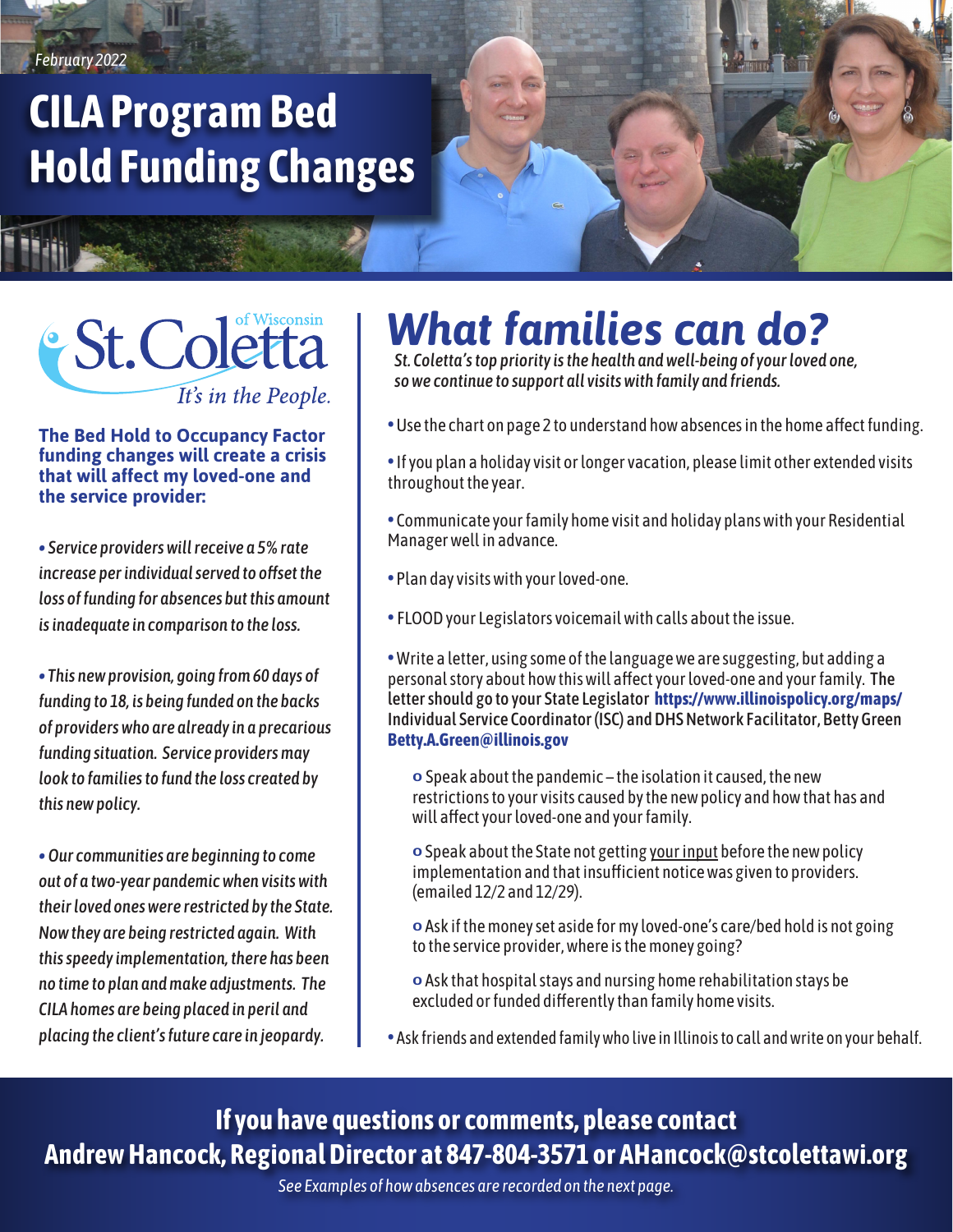February 2022

# CILA Program Bed Hold Funding Changes

St.Coletta of Wisconsin
*It's in the People.*

**The Bed Hold to Occupancy Factor funding changes will create a crisis that will affect my loved-one and the service provider:**

*• Service providers will receive a 5% rate increase per individual served to offset the loss of funding for absences but this amount is inadequate in comparison to the loss.*

*• This new provision, going from 60 days of funding to 18, is being funded on the backs of providers who are already in a precarious funding situation. Service providers may look to families to fund the loss created by this new policy.*

*• Our communities are beginning to come out of a two-year pandemic when visits with their loved ones were restricted by the State. Now they are being restricted again. With this speedy implementation, there has been no time to plan and make adjustments. The CILA homes are being placed in peril and placing the client's future care in jeopardy.*

## *What families can do?*

*St. Coletta's top priority is the health and well-being of your loved one, so we continue to support all visits with family and friends.*

- Use the chart on page 2 to understand how absences in the home affect funding.
- If you plan a holiday visit or longer vacation, please limit other extended visits throughout the year.
- Communicate your family home visit and holiday plans with your Residential Manager well in advance.
- Plan day visits with your loved-one.
- FLOOD your Legislators voicemail with calls about the issue.
- Write a letter, using some of the language we are suggesting, but adding a personal story about how this will affect your loved-one and your family. **The letter should go to your State Legislator https://www.illinoispolicy.org/maps/ Individual Service Coordinator (ISC) and DHS Network Facilitator, Betty Green Betty.A.Green@illinois.gov**
    - Speak about the pandemic – the isolation it caused, the new restrictions to your visits caused by the new policy and how that has and will affect your loved-one and your family.
    - Speak about the State not getting your input before the new policy implementation and that insufficient notice was given to providers. (emailed 12/2 and 12/29).
    - Ask if the money set aside for my loved-one's care/bed hold is not going to the service provider, where is the money going?
    - Ask that hospital stays and nursing home rehabilitation stays be excluded or funded differently than family home visits.
- Ask friends and extended family who live in Illinois to call and write on your behalf.

**If you have questions or comments, please contact Andrew Hancock, Regional Director at 847-804-3571 or AHancock@stcolettawi.org**

*See Examples of how absences are recorded on the next page.*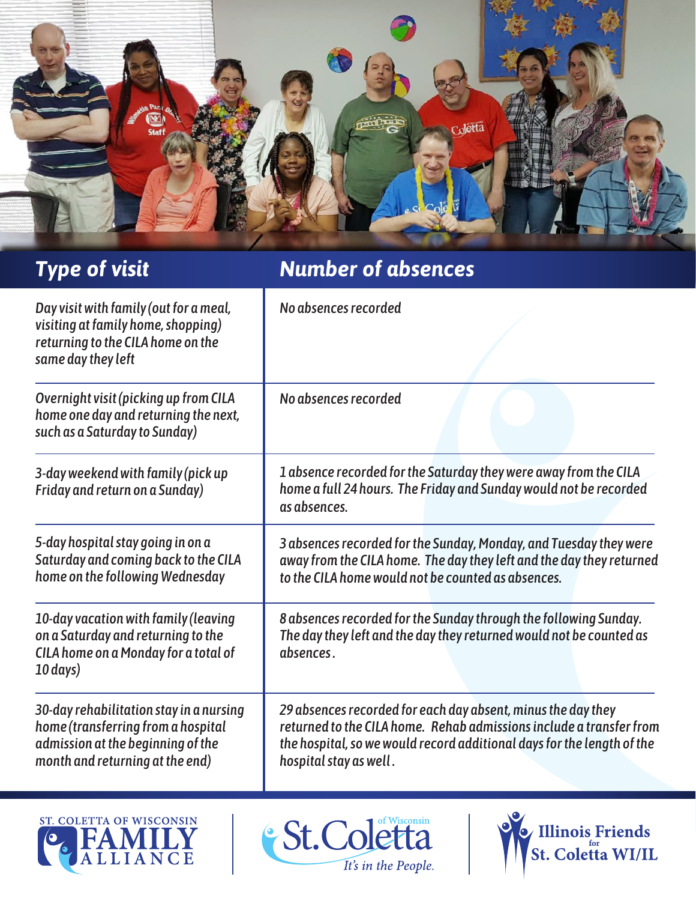| Type of visit | Number of absences |
| --- | --- |
| *Day visit with family (out for a meal, visiting at family home, shopping) returning to the CILA home on the same day they left* | *No absences recorded* |
| *Overnight visit (picking up from CILA home one day and returning the next, such as a Saturday to Sunday)* | *No absences recorded* |
| *3-day weekend with family (pick up Friday and return on a Sunday)* | *1 absence recorded for the Saturday they were away from the CILA home a full 24 hours. The Friday and Sunday would not be recorded as absences.* |
| *5-day hospital stay going in on a Saturday and coming back to the CILA home on the following Wednesday* | *3 absences recorded for the Sunday, Monday, and Tuesday they were away from the CILA home. The day they left and the day they returned to the CILA home would not be counted as absences.* |
| *10-day vacation with family (leaving on a Saturday and returning to the CILA home on a Monday for a total of 10 days)* | *8 absences recorded for the Sunday through the following Sunday. The day they left and the day they returned would not be counted as absences.* |
| *30-day rehabilitation stay in a nursing home (transferring from a hospital admission at the beginning of the month and returning at the end)* | *29 absences recorded for each day absent, minus the day they returned to the CILA home. Rehab admissions include a transfer from the hospital, so we would record additional days for the length of the hospital stay as well.* |

ST. COLETTA OF WISCONSIN FAMILY ALLIANCE

St. Coletta of Wisconsin — It's in the People.

Illinois Friends for St. Coletta WI/IL